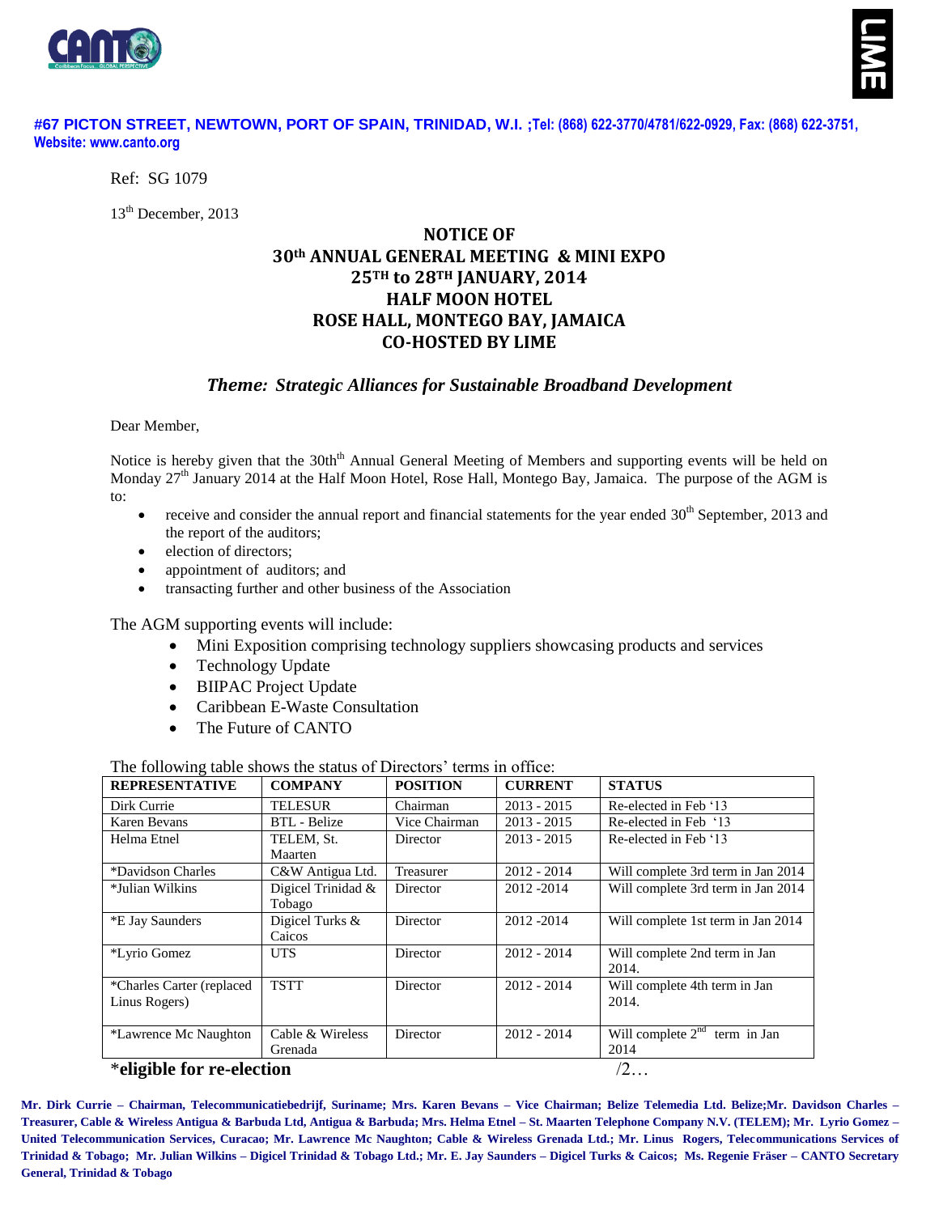**#67 PICTON STREET, NEWTOWN, PORT OF SPAIN, TRINIDAD, W.I. ;Tel: (868) 622-3770/4781/622-0929, Fax: (868) 622-3751, Website: www.canto.org**

Ref: SG 1079

13th December, 2013

# NOTICE OF 30th ANNUAL GENERAL MEETING & MINI EXPO 25TH to 28TH JANUARY, 2014 HALF MOON HOTEL ROSE HALL, MONTEGO BAY, JAMAICA CO-HOSTED BY LIME

***Theme: Strategic Alliances for Sustainable Broadband Development***

Dear Member,

Notice is hereby given that the 30th Annual General Meeting of Members and supporting events will be held on Monday 27th January 2014 at the Half Moon Hotel, Rose Hall, Montego Bay, Jamaica. The purpose of the AGM is to:

- receive and consider the annual report and financial statements for the year ended 30th September, 2013 and the report of the auditors;
- election of directors;
- appointment of auditors; and
- transacting further and other business of the Association

The AGM supporting events will include:

- Mini Exposition comprising technology suppliers showcasing products and services
- Technology Update
- BIIPAC Project Update
- Caribbean E-Waste Consultation
- The Future of CANTO

The following table shows the status of Directors' terms in office:

| REPRESENTATIVE | COMPANY | POSITION | CURRENT | STATUS |
|---|---|---|---|---|
| Dirk Currie | TELESUR | Chairman | 2013 - 2015 | Re-elected in Feb '13 |
| Karen Bevans | BTL - Belize | Vice Chairman | 2013 - 2015 | Re-elected in Feb '13 |
| Helma Etnel | TELEM, St. Maarten | Director | 2013 - 2015 | Re-elected in Feb '13 |
| *Davidson Charles | C&W Antigua Ltd. | Treasurer | 2012 - 2014 | Will complete 3rd term in Jan 2014 |
| *Julian Wilkins | Digicel Trinidad & Tobago | Director | 2012 -2014 | Will complete 3rd term in Jan 2014 |
| *E Jay Saunders | Digicel Turks & Caicos | Director | 2012 -2014 | Will complete 1st term in Jan 2014 |
| *Lyrio Gomez | UTS | Director | 2012 - 2014 | Will complete 2nd term in Jan 2014. |
| *Charles Carter (replaced Linus Rogers) | TSTT | Director | 2012 - 2014 | Will complete 4th term in Jan 2014. |
| *Lawrence Mc Naughton | Cable & Wireless Grenada | Director | 2012 - 2014 | Will complete 2nd term in Jan 2014 |

***eligible for re-election**

/2…

**Mr. Dirk Currie – Chairman, Telecommunicatiebedrijf, Suriname; Mrs. Karen Bevans – Vice Chairman; Belize Telemedia Ltd. Belize;Mr. Davidson Charles – Treasurer, Cable & Wireless Antigua & Barbuda Ltd, Antigua & Barbuda; Mrs. Helma Etnel – St. Maarten Telephone Company N.V. (TELEM); Mr. Lyrio Gomez – United Telecommunication Services, Curacao; Mr. Lawrence Mc Naughton; Cable & Wireless Grenada Ltd.; Mr. Linus Rogers, Telecommunications Services of Trinidad & Tobago; Mr. Julian Wilkins – Digicel Trinidad & Tobago Ltd.; Mr. E. Jay Saunders – Digicel Turks & Caicos; Ms. Regenie Fräser – CANTO Secretary General, Trinidad & Tobago**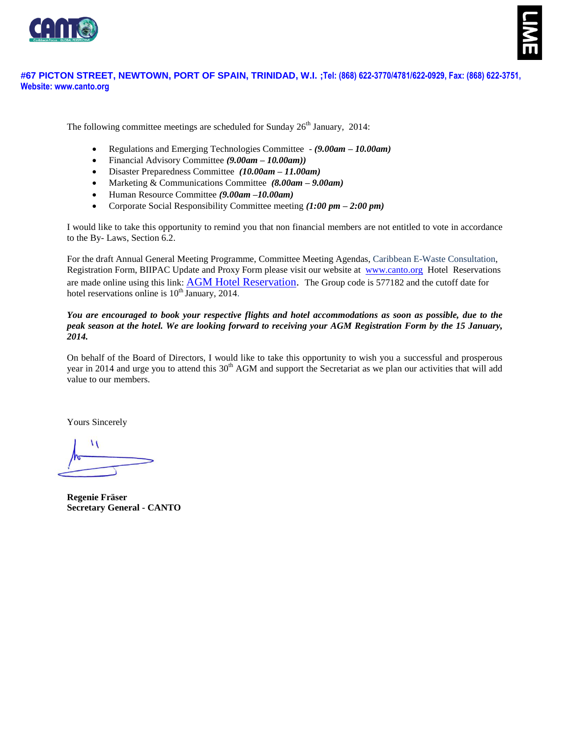**#67 PICTON STREET, NEWTOWN, PORT OF SPAIN, TRINIDAD, W.I. ;Tel: (868) 622-3770/4781/622-0929, Fax: (868) 622-3751, Website: www.canto.org**

The following committee meetings are scheduled for Sunday 26th January, 2014:

- Regulations and Emerging Technologies Committee - ***(9.00am – 10.00am)***
- Financial Advisory Committee ***(9.00am – 10.00am))***
- Disaster Preparedness Committee ***(10.00am – 11.00am)***
- Marketing & Communications Committee ***(8.00am – 9.00am)***
- Human Resource Committee ***(9.00am –10.00am)***
- Corporate Social Responsibility Committee meeting ***(1:00 pm – 2:00 pm)***

I would like to take this opportunity to remind you that non financial members are not entitled to vote in accordance to the By- Laws, Section 6.2.

For the draft Annual General Meeting Programme, Committee Meeting Agendas, Caribbean E-Waste Consultation, Registration Form, BIIPAC Update and Proxy Form please visit our website at www.canto.org Hotel Reservations are made online using this link: AGM Hotel Reservation. The Group code is 577182 and the cutoff date for hotel reservations online is 10th January, 2014.

***You are encouraged to book your respective flights and hotel accommodations as soon as possible, due to the peak season at the hotel. We are looking forward to receiving your AGM Registration Form by the 15 January, 2014.***

On behalf of the Board of Directors, I would like to take this opportunity to wish you a successful and prosperous year in 2014 and urge you to attend this 30th AGM and support the Secretariat as we plan our activities that will add value to our members.

Yours Sincerely

**Regenie Fräser**
**Secretary General - CANTO**